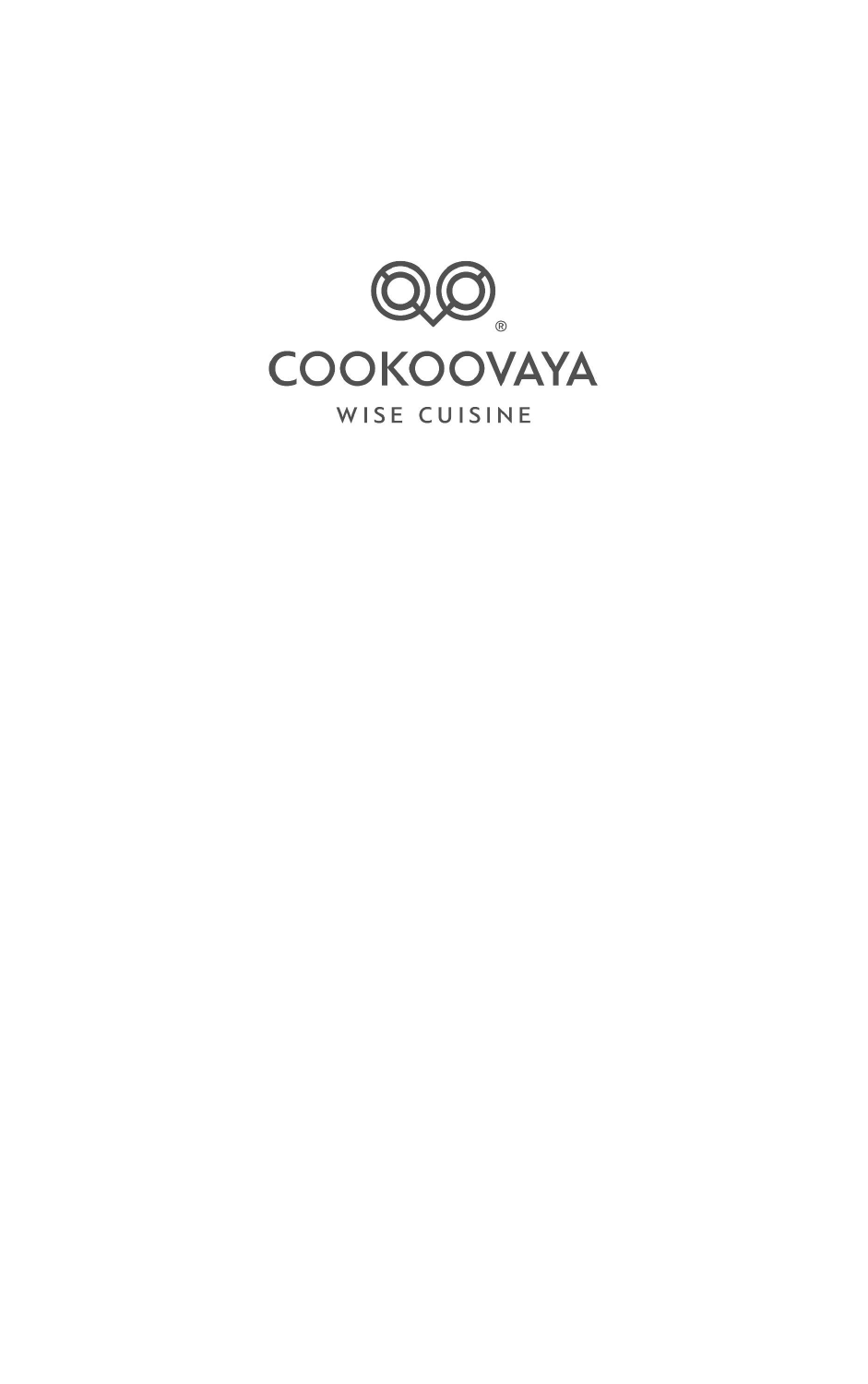COOKOOVAYA®

WISE CUISINE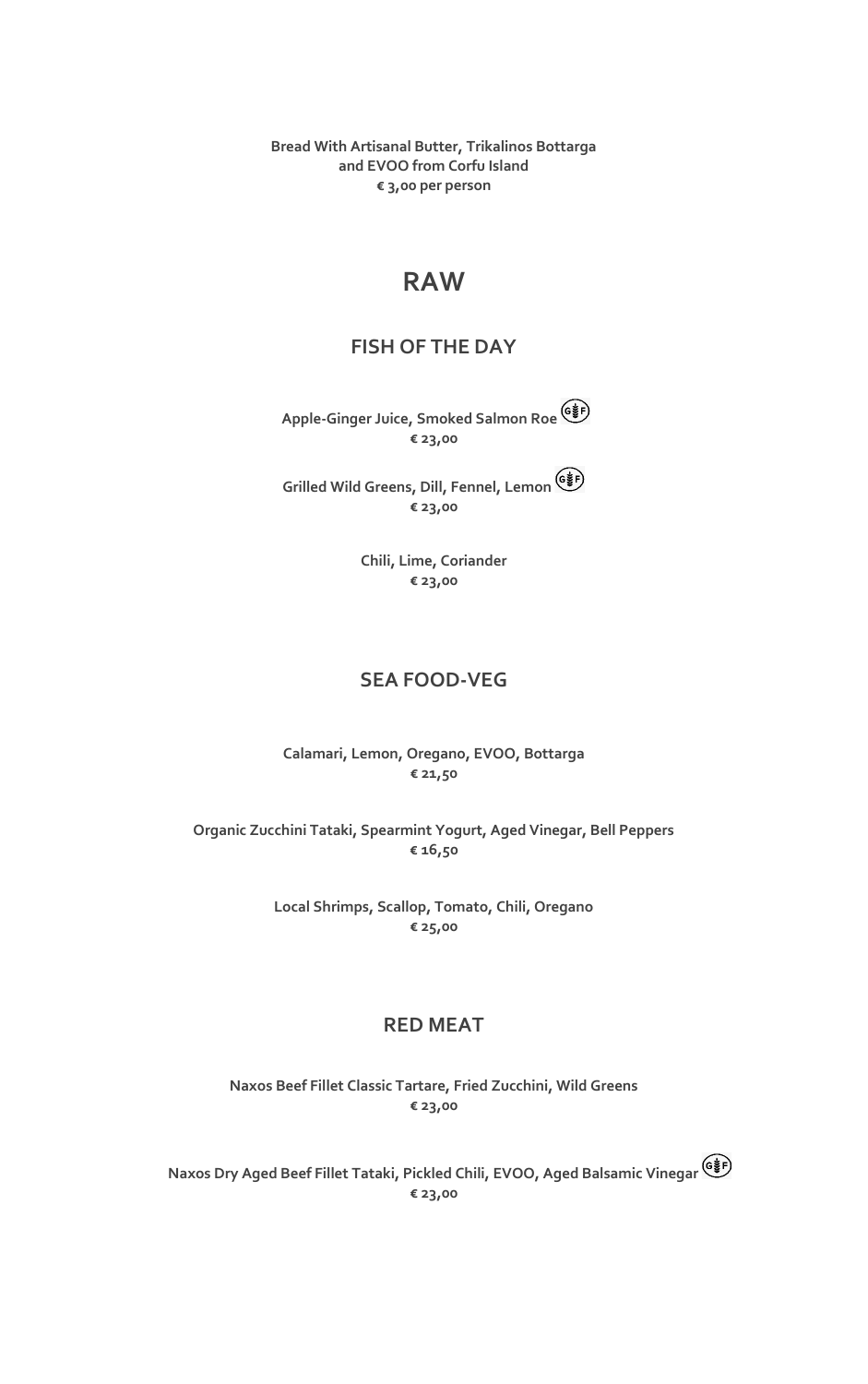**Bread With Artisanal Butter, Trikalinos Bottarga and EVOO from Corfu Island**
**€ 3,00 per person**

# RAW

## FISH OF THE DAY

**Apple-Ginger Juice, Smoked Salmon Roe** (GF)
**€ 23,00**

**Grilled Wild Greens, Dill, Fennel, Lemon** (GF)
**€ 23,00**

**Chili, Lime, Coriander**
**€ 23,00**

## SEA FOOD-VEG

**Calamari, Lemon, Oregano, EVOO, Bottarga**
**€ 21,50**

**Organic Zucchini Tataki, Spearmint Yogurt, Aged Vinegar, Bell Peppers**
**€ 16,50**

**Local Shrimps, Scallop, Tomato, Chili, Oregano**
**€ 25,00**

## RED MEAT

**Naxos Beef Fillet Classic Tartare, Fried Zucchini, Wild Greens**
**€ 23,00**

**Naxos Dry Aged Beef Fillet Tataki, Pickled Chili, EVOO, Aged Balsamic Vinegar** (GF)
**€ 23,00**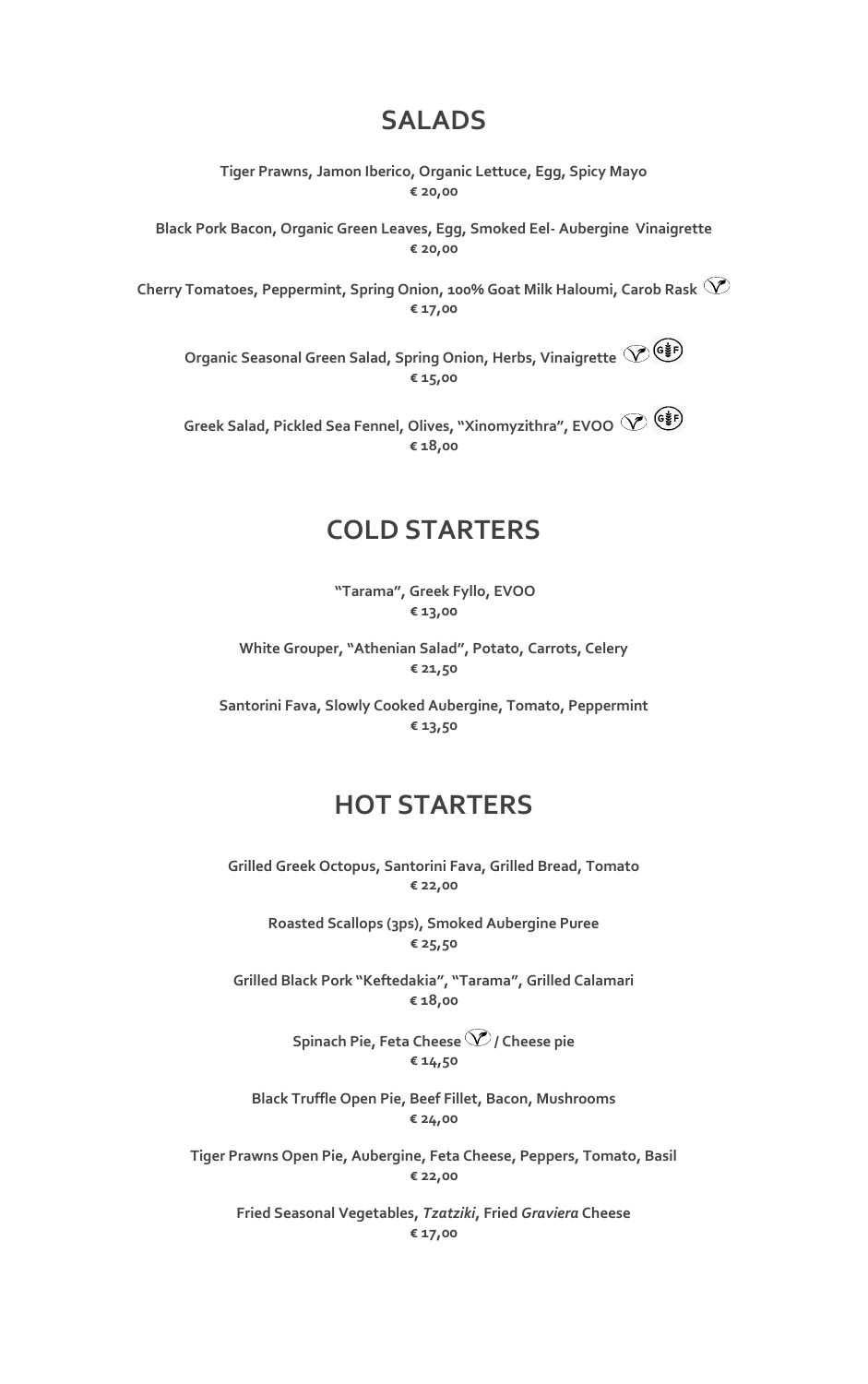## SALADS

**Tiger Prawns, Jamon Iberico, Organic Lettuce, Egg, Spicy Mayo**
**€ 20,00**

**Black Pork Bacon, Organic Green Leaves, Egg, Smoked Eel- Aubergine Vinaigrette**
**€ 20,00**

**Cherry Tomatoes, Peppermint, Spring Onion, 100% Goat Milk Haloumi, Carob Rask** (V)
**€ 17,00**

**Organic Seasonal Green Salad, Spring Onion, Herbs, Vinaigrette** (V) (GF)
**€ 15,00**

**Greek Salad, Pickled Sea Fennel, Olives, "Xinomyzithra", EVOO** (V) (GF)
**€ 18,00**

## COLD STARTERS

**"Tarama", Greek Fyllo, EVOO**
**€ 13,00**

**White Grouper, "Athenian Salad", Potato, Carrots, Celery**
**€ 21,50**

**Santorini Fava, Slowly Cooked Aubergine, Tomato, Peppermint**
**€ 13,50**

## HOT STARTERS

**Grilled Greek Octopus, Santorini Fava, Grilled Bread, Tomato**
**€ 22,00**

**Roasted Scallops (3ps), Smoked Aubergine Puree**
**€ 25,50**

**Grilled Black Pork "Keftedakia", "Tarama", Grilled Calamari**
**€ 18,00**

**Spinach Pie, Feta Cheese** (V) **/ Cheese pie**
**€ 14,50**

**Black Truffle Open Pie, Beef Fillet, Bacon, Mushrooms**
**€ 24,00**

**Tiger Prawns Open Pie, Aubergine, Feta Cheese, Peppers, Tomato, Basil**
**€ 22,00**

**Fried Seasonal Vegetables, *Tzatziki*, Fried *Graviera* Cheese**
**€ 17,00**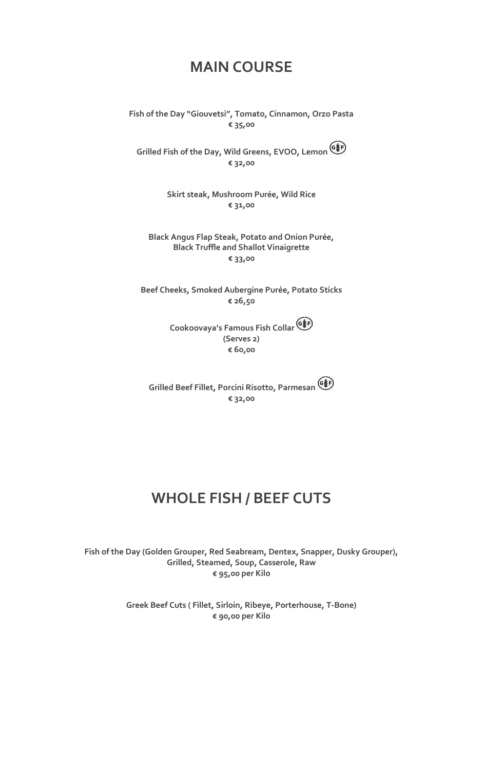# MAIN COURSE

**Fish of the Day "Giouvetsi", Tomato, Cinnamon, Orzo Pasta**
**€ 35,00**

**Grilled Fish of the Day, Wild Greens, EVOO, Lemon** (GF)
**€ 32,00**

**Skirt steak, Mushroom Purée, Wild Rice**
**€ 31,00**

**Black Angus Flap Steak, Potato and Onion Purée, Black Truffle and Shallot Vinaigrette**
**€ 33,00**

**Beef Cheeks, Smoked Aubergine Purée, Potato Sticks**
**€ 26,50**

**Cookoovaya's Famous Fish Collar** (GF)
**(Serves 2)**
**€ 60,00**

**Grilled Beef Fillet, Porcini Risotto, Parmesan** (GF)
**€ 32,00**

# WHOLE FISH / BEEF CUTS

**Fish of the Day (Golden Grouper, Red Seabream, Dentex, Snapper, Dusky Grouper), Grilled, Steamed, Soup, Casserole, Raw**
**€ 95,00 per Kilo**

**Greek Beef Cuts ( Fillet, Sirloin, Ribeye, Porterhouse, T-Bone)**
**€ 90,00 per Kilo**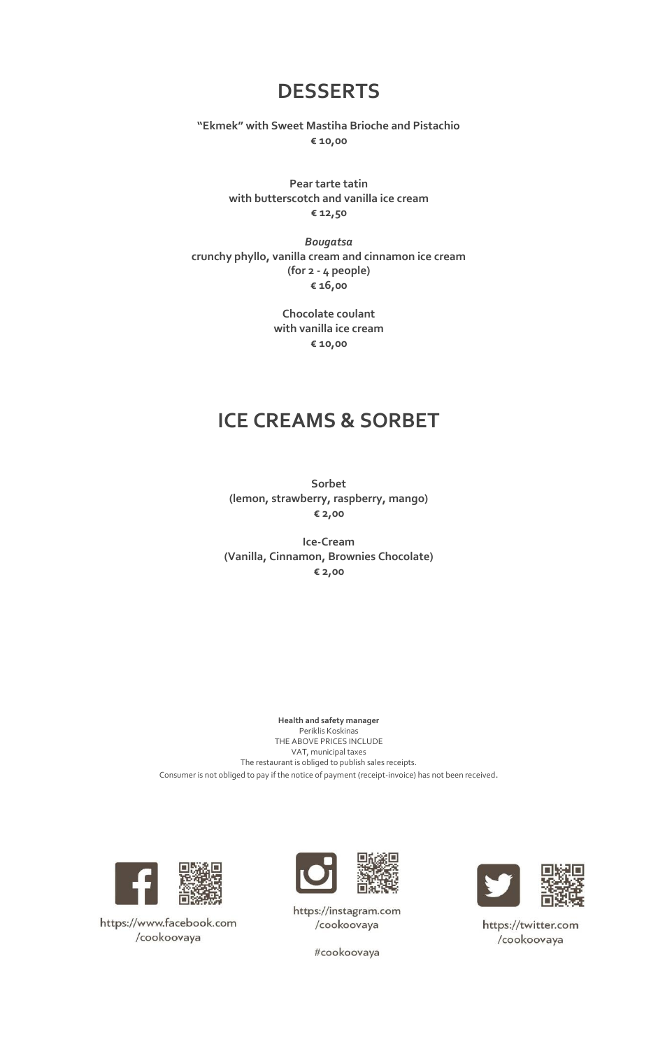# DESSERTS

**"Ekmek" with Sweet Mastiha Brioche and Pistachio**
**€ 10,00**

**Pear tarte tatin**
**with butterscotch and vanilla ice cream**
**€ 12,50**

***Bougatsa***
**crunchy phyllo, vanilla cream and cinnamon ice cream**
**(for 2 - 4 people)**
**€ 16,00**

**Chocolate coulant**
**with vanilla ice cream**
**€ 10,00**

# ICE CREAMS & SORBET

**Sorbet**
**(lemon, strawberry, raspberry, mango)**
**€ 2,00**

**Ice-Cream**
**(Vanilla, Cinnamon, Brownies Chocolate)**
**€ 2,00**

**Health and safety manager**
Periklis Koskinas
THE ABOVE PRICES INCLUDE
VAT, municipal taxes
The restaurant is obliged to publish sales receipts.
Consumer is not obliged to pay if the notice of payment (receipt-invoice) has not been received.

https://www.facebook.com/cookoovaya

https://instagram.com/cookoovaya

#cookoovaya

https://twitter.com/cookoovaya